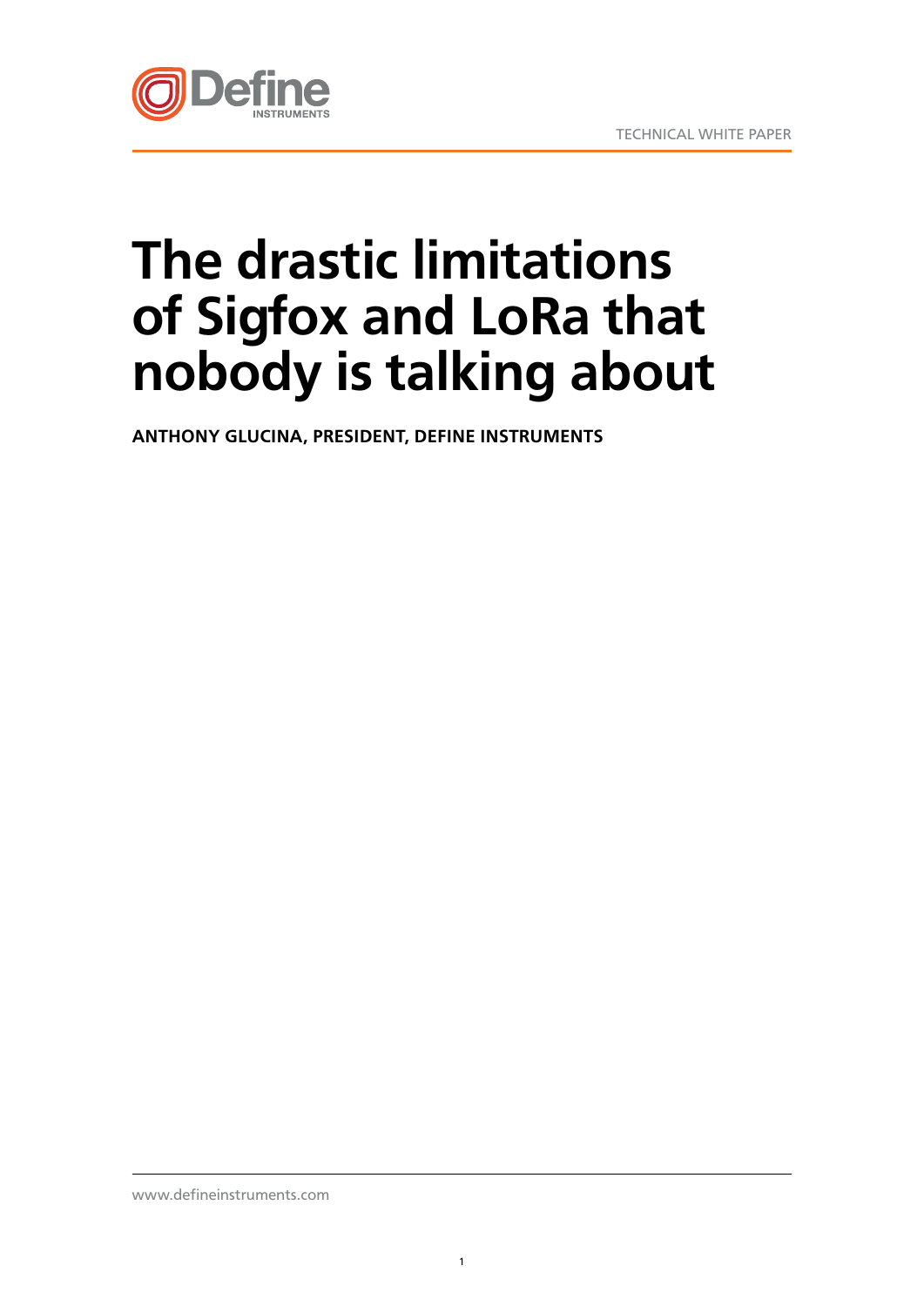TECHNICAL WHITE PAPER

# The drastic limitations of Sigfox and LoRa that nobody is talking about

**ANTHONY GLUCINA, PRESIDENT, DEFINE INSTRUMENTS**

www.defineinstruments.com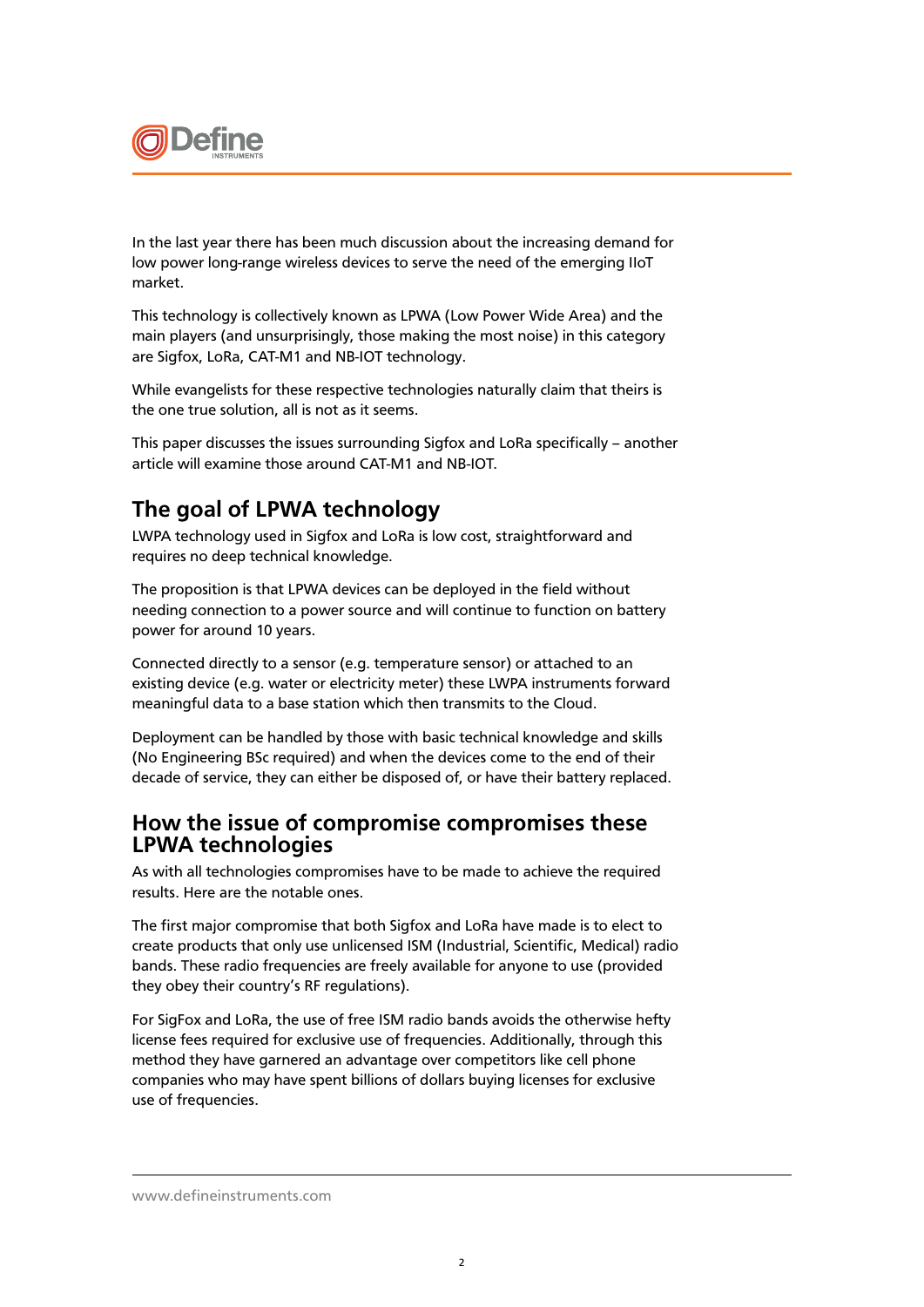In the last year there has been much discussion about the increasing demand for low power long-range wireless devices to serve the need of the emerging IIoT market.

This technology is collectively known as LPWA (Low Power Wide Area) and the main players (and unsurprisingly, those making the most noise) in this category are Sigfox, LoRa, CAT-M1 and NB-IOT technology.

While evangelists for these respective technologies naturally claim that theirs is the one true solution, all is not as it seems.

This paper discusses the issues surrounding Sigfox and LoRa specifically – another article will examine those around CAT-M1 and NB-IOT.

## The goal of LPWA technology

LWPA technology used in Sigfox and LoRa is low cost, straightforward and requires no deep technical knowledge.

The proposition is that LPWA devices can be deployed in the field without needing connection to a power source and will continue to function on battery power for around 10 years.

Connected directly to a sensor (e.g. temperature sensor) or attached to an existing device (e.g. water or electricity meter) these LWPA instruments forward meaningful data to a base station which then transmits to the Cloud.

Deployment can be handled by those with basic technical knowledge and skills (No Engineering BSc required) and when the devices come to the end of their decade of service, they can either be disposed of, or have their battery replaced.

## How the issue of compromise compromises these LPWA technologies

As with all technologies compromises have to be made to achieve the required results. Here are the notable ones.

The first major compromise that both Sigfox and LoRa have made is to elect to create products that only use unlicensed ISM (Industrial, Scientific, Medical) radio bands. These radio frequencies are freely available for anyone to use (provided they obey their country's RF regulations).

For SigFox and LoRa, the use of free ISM radio bands avoids the otherwise hefty license fees required for exclusive use of frequencies. Additionally, through this method they have garnered an advantage over competitors like cell phone companies who may have spent billions of dollars buying licenses for exclusive use of frequencies.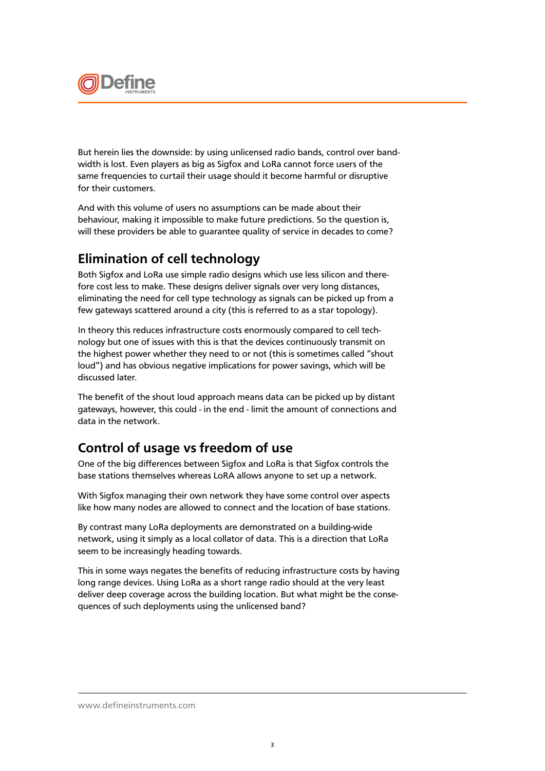But herein lies the downside: by using unlicensed radio bands, control over bandwidth is lost. Even players as big as Sigfox and LoRa cannot force users of the same frequencies to curtail their usage should it become harmful or disruptive for their customers.

And with this volume of users no assumptions can be made about their behaviour, making it impossible to make future predictions. So the question is, will these providers be able to guarantee quality of service in decades to come?

## Elimination of cell technology

Both Sigfox and LoRa use simple radio designs which use less silicon and therefore cost less to make. These designs deliver signals over very long distances, eliminating the need for cell type technology as signals can be picked up from a few gateways scattered around a city (this is referred to as a star topology).

In theory this reduces infrastructure costs enormously compared to cell technology but one of issues with this is that the devices continuously transmit on the highest power whether they need to or not (this is sometimes called "shout loud") and has obvious negative implications for power savings, which will be discussed later.

The benefit of the shout loud approach means data can be picked up by distant gateways, however, this could - in the end - limit the amount of connections and data in the network.

## Control of usage vs freedom of use

One of the big differences between Sigfox and LoRa is that Sigfox controls the base stations themselves whereas LoRA allows anyone to set up a network.

With Sigfox managing their own network they have some control over aspects like how many nodes are allowed to connect and the location of base stations.

By contrast many LoRa deployments are demonstrated on a building-wide network, using it simply as a local collator of data. This is a direction that LoRa seem to be increasingly heading towards.

This in some ways negates the benefits of reducing infrastructure costs by having long range devices. Using LoRa as a short range radio should at the very least deliver deep coverage across the building location. But what might be the consequences of such deployments using the unlicensed band?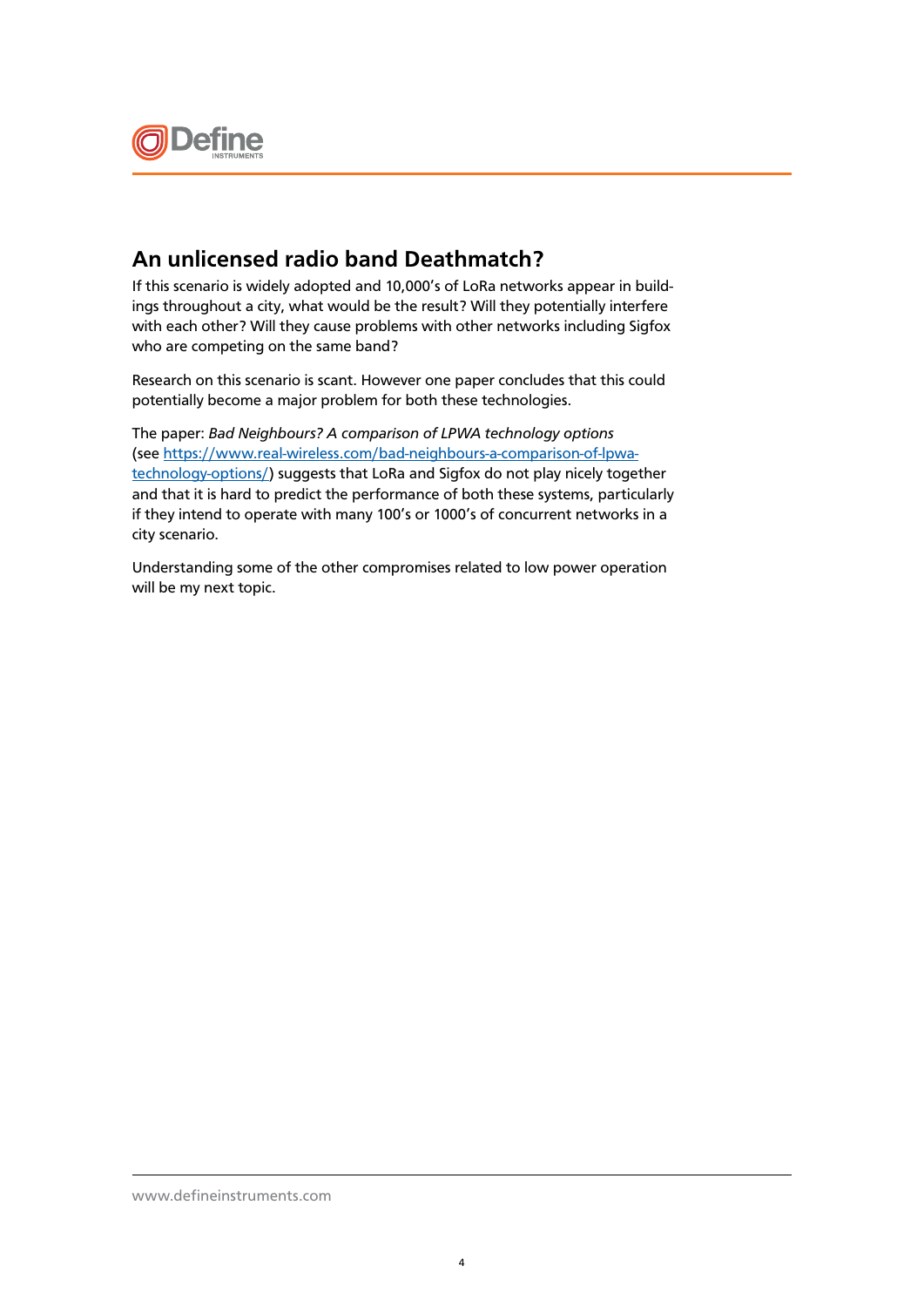## An unlicensed radio band Deathmatch?

If this scenario is widely adopted and 10,000's of LoRa networks appear in buildings throughout a city, what would be the result? Will they potentially interfere with each other? Will they cause problems with other networks including Sigfox who are competing on the same band?

Research on this scenario is scant. However one paper concludes that this could potentially become a major problem for both these technologies.

The paper: *Bad Neighbours? A comparison of LPWA technology options* (see [https://www.real-wireless.com/bad-neighbours-a-comparison-of-lpwa-technology-options/](https://www.real-wireless.com/bad-neighbours-a-comparison-of-lpwa-technology-options/)) suggests that LoRa and Sigfox do not play nicely together and that it is hard to predict the performance of both these systems, particularly if they intend to operate with many 100's or 1000's of concurrent networks in a city scenario.

Understanding some of the other compromises related to low power operation will be my next topic.